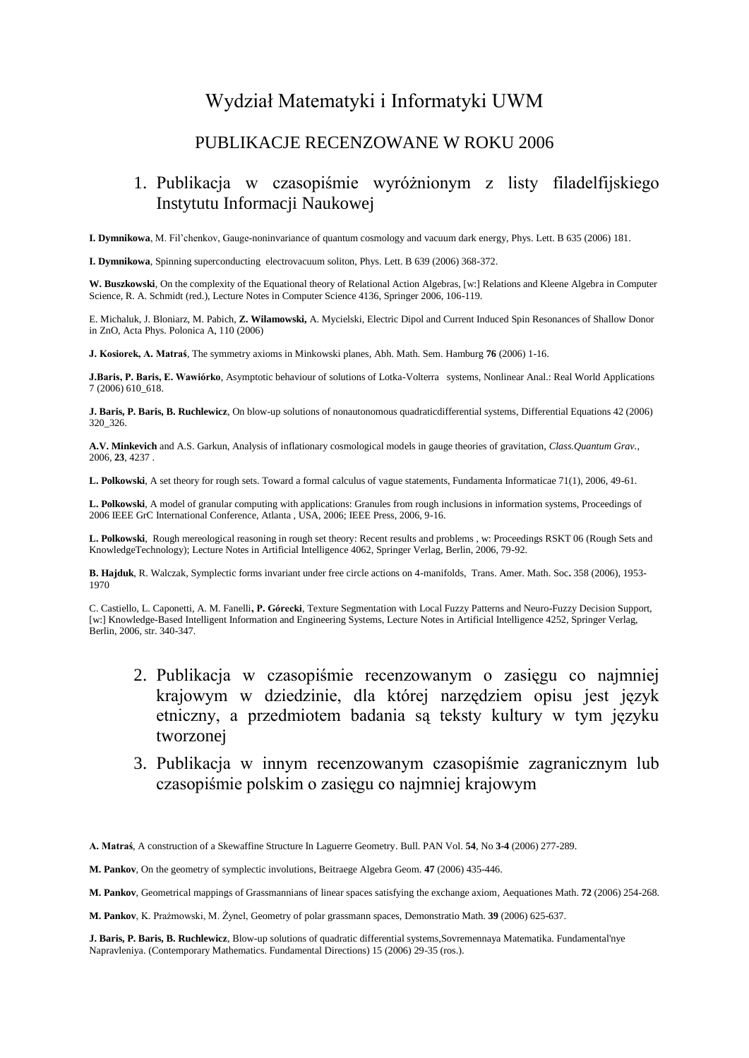# Wydział Matematyki i Informatyki UWM

## PUBLIKACJE RECENZOWANE W ROKU 2006

1. Publikacja w czasopiśmie wyróżnionym z listy filadelfijskiego Instytutu Informacji Naukowej

**I. Dymnikowa**, M. Fil'chenkov, Gauge-noninvariance of quantum cosmology and vacuum dark energy, Phys. Lett. B 635 (2006) 181.

**I. Dymnikowa**, Spinning superconducting electrovacuum soliton, Phys. Lett. B 639 (2006) 368-372.

**W. Buszkowski**, On the complexity of the Equational theory of Relational Action Algebras, [w:] Relations and Kleene Algebra in Computer Science, R. A. Schmidt (red.), Lecture Notes in Computer Science 4136, Springer 2006, 106-119.

E. Michaluk, J. Bloniarz, M. Pabich, **Z. Wilamowski,** A. Mycielski, Electric Dipol and Current Induced Spin Resonances of Shallow Donor in ZnO, Acta Phys. Polonica A, 110 (2006)

**J. Kosiorek, A. Matraś**, The symmetry axioms in Minkowski planes, Abh. Math. Sem. Hamburg **76** (2006) 1-16.

**J.Baris, P. Baris, E. Wawiórko**, Asymptotic behaviour of solutions of Lotka-Volterra systems, Nonlinear Anal.: Real World Applications 7 (2006) 610_618.

**J. Baris, P. Baris, B. Ruchlewicz**, On blow-up solutions of nonautonomous quadraticdifferential systems, Differential Equations 42 (2006) 320_326.

**A.V. Minkevich** and A.S. Garkun, Analysis of inflationary cosmological models in gauge theories of gravitation, *Class.Quantum Grav.*, 2006, **23**, 4237 .

**L. Polkowski**, A set theory for rough sets. Toward a formal calculus of vague statements, Fundamenta Informaticae 71(1), 2006, 49-61.

**L. Polkowski**, A model of granular computing with applications: Granules from rough inclusions in information systems, Proceedings of 2006 IEEE GrC International Conference, Atlanta , USA, 2006; IEEE Press, 2006, 9-16.

**L. Polkowski**, Rough mereological reasoning in rough set theory: Recent results and problems , w: Proceedings RSKT 06 (Rough Sets and KnowledgeTechnology); Lecture Notes in Artificial Intelligence 4062, Springer Verlag, Berlin, 2006, 79-92.

**B. Hajduk**, R. Walczak, Symplectic forms invariant under free circle actions on 4-manifolds, Trans. Amer. Math. Soc**.** 358 (2006), 1953-1970

C. Castiello, L. Caponetti, A. M. Fanelli**, P. Górecki**, Texture Segmentation with Local Fuzzy Patterns and Neuro-Fuzzy Decision Support, [w:] Knowledge-Based Intelligent Information and Engineering Systems, Lecture Notes in Artificial Intelligence 4252, Springer Verlag, Berlin, 2006, str. 340-347.

2. Publikacja w czasopiśmie recenzowanym o zasięgu co najmniej krajowym w dziedzinie, dla której narzędziem opisu jest język etniczny, a przedmiotem badania są teksty kultury w tym języku tworzonej

3. Publikacja w innym recenzowanym czasopiśmie zagranicznym lub czasopiśmie polskim o zasięgu co najmniej krajowym

**A. Matraś**, A construction of a Skewaffine Structure In Laguerre Geometry. Bull. PAN Vol. **54**, No **3-4** (2006) 277-289.

**M. Pankov**, On the geometry of symplectic involutions, Beitraege Algebra Geom. **47** (2006) 435-446.

**M. Pankov**, Geometrical mappings of Grassmannians of linear spaces satisfying the exchange axiom, Aequationes Math. **72** (2006) 254-268.

**M. Pankov**, K. Prażmowski, M. Żynel, Geometry of polar grassmann spaces, Demonstratio Math. **39** (2006) 625-637.

**J. Baris, P. Baris, B. Ruchlewicz**, Blow-up solutions of quadratic differential systems,Sovremennaya Matematika. Fundamental'nye Napravleniya. (Contemporary Mathematics. Fundamental Directions) 15 (2006) 29-35 (ros.).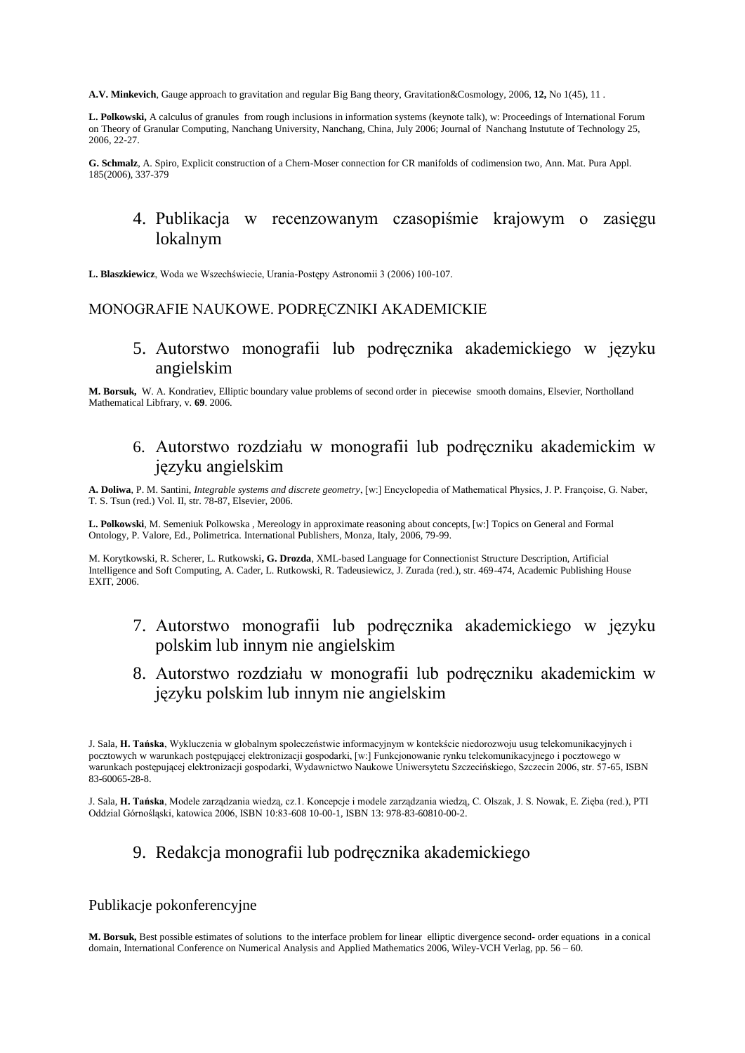**A.V. Minkevich**, Gauge approach to gravitation and regular Big Bang theory, Gravitation&Cosmology, 2006, **12,** No 1(45), 11 .

**L. Polkowski,** A calculus of granules from rough inclusions in information systems (keynote talk), w: Proceedings of International Forum on Theory of Granular Computing, Nanchang University, Nanchang, China, July 2006; Journal of Nanchang Instutute of Technology 25, 2006, 22-27.

**G. Schmalz**, A. Spiro, Explicit construction of a Chern-Moser connection for CR manifolds of codimension two, Ann. Mat. Pura Appl. 185(2006), 337-379

### 4. Publikacja w recenzowanym czasopiśmie krajowym o zasięgu lokalnym

**L. Blaszkiewicz**, Woda we Wszechświecie, Urania-Postępy Astronomii 3 (2006) 100-107.

## MONOGRAFIE NAUKOWE. PODRĘCZNIKI AKADEMICKIE

### 5. Autorstwo monografii lub podręcznika akademickiego w języku angielskim

**M. Borsuk,** W. A. Kondratiev, Elliptic boundary value problems of second order in piecewise smooth domains, Elsevier, Northolland Mathematical Libfrary, v. **69**. 2006.

### 6. Autorstwo rozdziału w monografii lub podręczniku akademickim w języku angielskim

**A. Doliwa**, P. M. Santini, *Integrable systems and discrete geometry*, [w:] Encyclopedia of Mathematical Physics, J. P. Françoise, G. Naber, T. S. Tsun (red.) Vol. II, str. 78-87, Elsevier, 2006.

**L. Polkowski**, M. Semeniuk Polkowska , Mereology in approximate reasoning about concepts, [w:] Topics on General and Formal Ontology, P. Valore, Ed., Polimetrica. International Publishers, Monza, Italy, 2006, 79-99.

M. Korytkowski, R. Scherer, L. Rutkowski**, G. Drozda**, XML-based Language for Connectionist Structure Description, Artificial Intelligence and Soft Computing, A. Cader, L. Rutkowski, R. Tadeusiewicz, J. Zurada (red.), str. 469-474, Academic Publishing House EXIT, 2006.

### 7. Autorstwo monografii lub podręcznika akademickiego w języku polskim lub innym nie angielskim

### 8. Autorstwo rozdziału w monografii lub podręczniku akademickim w języku polskim lub innym nie angielskim

J. Sala, **H. Tańska**, Wykluczenia w globalnym spoleczeństwie informacyjnym w kontekście niedorozwoju usug telekomunikacyjnych i pocztowych w warunkach postępującej elektronizacji gospodarki, [w:] Funkcjonowanie rynku telekomunikacyjnego i pocztowego w warunkach postępującej elektronizacji gospodarki, Wydawnictwo Naukowe Uniwersytetu Szczecińskiego, Szczecin 2006, str. 57-65, ISBN 83-60065-28-8.

J. Sala, **H. Tańska**, Modele zarządzania wiedzą, cz.1. Koncepcje i modele zarządzania wiedzą, C. Olszak, J. S. Nowak, E. Zięba (red.), PTI Oddzial Górnośląski, katowica 2006, ISBN 10:83-608 10-00-1, ISBN 13: 978-83-60810-00-2.

### 9. Redakcja monografii lub podręcznika akademickiego

## Publikacje pokonferencyjne

**M. Borsuk,** Best possible estimates of solutions to the interface problem for linear elliptic divergence second- order equations in a conical domain, International Conference on Numerical Analysis and Applied Mathematics 2006, Wiley-VCH Verlag, pp. 56 – 60.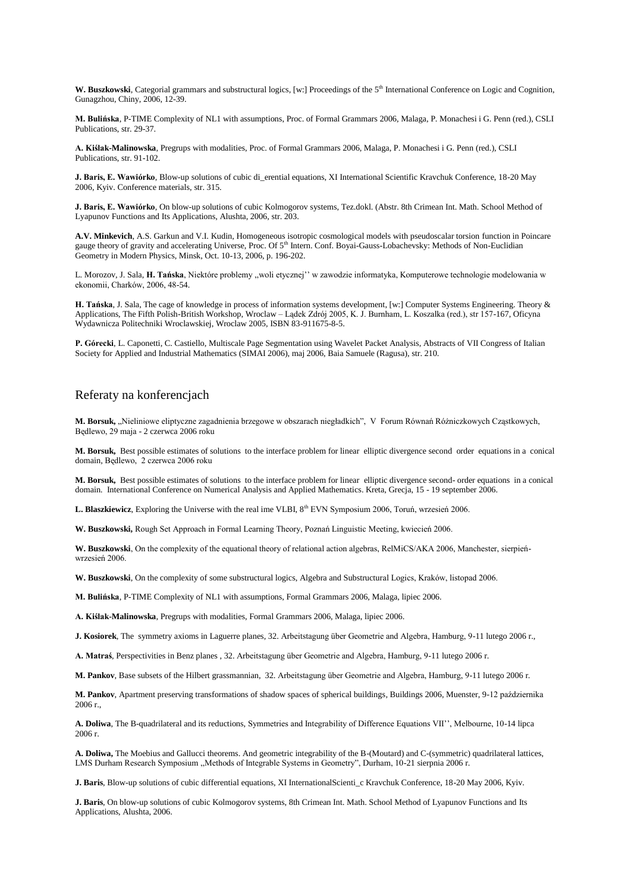**W. Buszkowski**, Categorial grammars and substructural logics, [w:] Proceedings of the 5th International Conference on Logic and Cognition, Gunagzhou, Chiny, 2006, 12-39.

**M. Bulińska**, P-TIME Complexity of NL1 with assumptions, Proc. of Formal Grammars 2006, Malaga, P. Monachesi i G. Penn (red.), CSLI Publications, str. 29-37.

**A. Kiślak-Malinowska**, Pregrups with modalities, Proc. of Formal Grammars 2006, Malaga, P. Monachesi i G. Penn (red.), CSLI Publications, str. 91-102.

**J. Baris, E. Wawiórko**, Blow-up solutions of cubic di_erential equations, XI International Scientific Kravchuk Conference, 18-20 May 2006, Kyiv. Conference materials, str. 315.

**J. Baris, E. Wawiórko**, On blow-up solutions of cubic Kolmogorov systems, Tez.dokl. (Abstr. 8th Crimean Int. Math. School Method of Lyapunov Functions and Its Applications, Alushta, 2006, str. 203.

**A.V. Minkevich**, A.S. Garkun and V.I. Kudin, Homogeneous isotropic cosmological models with pseudoscalar torsion function in Poincare gauge theory of gravity and accelerating Universe, Proc. Of 5th Intern. Conf. Boyai-Gauss-Lobachevsky: Methods of Non-Euclidian Geometry in Modern Physics, Minsk, Oct. 10-13, 2006, p. 196-202.

L. Morozov, J. Sala, **H. Tańska**, Niektóre problemy „woli etycznej'' w zawodzie informatyka, Komputerowe technologie modelowania w ekonomii, Charków, 2006, 48-54.

**H. Tańska**, J. Sala, The cage of knowledge in process of information systems development, [w:] Computer Systems Engineering. Theory & Applications, The Fifth Polish-British Workshop, Wroclaw – Lądek Zdrój 2005, K. J. Burnham, L. Koszalka (red.), str 157-167, Oficyna Wydawnicza Politechniki Wroclawskiej, Wroclaw 2005, ISBN 83-911675-8-5.

**P. Górecki**, L. Caponetti, C. Castiello, Multiscale Page Segmentation using Wavelet Packet Analysis, Abstracts of VII Congress of Italian Society for Applied and Industrial Mathematics (SIMAI 2006), maj 2006, Baia Samuele (Ragusa), str. 210.

## Referaty na konferencjach

**M. Borsuk,** „Nieliniowe eliptyczne zagadnienia brzegowe w obszarach niegładkich", V Forum Równań Różniczkowych Cząstkowych, Będlewo, 29 maja - 2 czerwca 2006 roku

**M. Borsuk,** Best possible estimates of solutions to the interface problem for linear elliptic divergence second order equations in a conical domain, Będlewo, 2 czerwca 2006 roku

**M. Borsuk,** Best possible estimates of solutions to the interface problem for linear elliptic divergence second- order equations in a conical domain. International Conference on Numerical Analysis and Applied Mathematics. Kreta, Grecja, 15 - 19 september 2006.

**L. Blaszkiewicz**, Exploring the Universe with the real ime VLBI, 8th EVN Symposium 2006, Toruń, wrzesień 2006.

**W. Buszkowski,** Rough Set Approach in Formal Learning Theory, Poznań Linguistic Meeting, kwiecień 2006.

**W. Buszkowski**, On the complexity of the equational theory of relational action algebras, RelMiCS/AKA 2006, Manchester, sierpień-wrzesień 2006.

**W. Buszkowski**, On the complexity of some substructural logics, Algebra and Substructural Logics, Kraków, listopad 2006.

**M. Bulińska**, P-TIME Complexity of NL1 with assumptions, Formal Grammars 2006, Malaga, lipiec 2006.

**A. Kiślak-Malinowska**, Pregrups with modalities, Formal Grammars 2006, Malaga, lipiec 2006.

**J. Kosiorek**, The symmetry axioms in Laguerre planes, 32. Arbeitstagung über Geometrie and Algebra, Hamburg, 9-11 lutego 2006 r.,

**A. Matraś**, Perspectivities in Benz planes , 32. Arbeitstagung über Geometrie and Algebra, Hamburg, 9-11 lutego 2006 r.

**M. Pankov**, Base subsets of the Hilbert grassmannian, 32. Arbeitstagung über Geometrie and Algebra, Hamburg, 9-11 lutego 2006 r.

**M. Pankov**, Apartment preserving transformations of shadow spaces of spherical buildings, Buildings 2006, Muenster, 9-12 października 2006 r.,

**A. Doliwa**, The B-quadrilateral and its reductions, Symmetries and Integrability of Difference Equations VII'', Melbourne, 10-14 lipca 2006 r.

**A. Doliwa,** The Moebius and Gallucci theorems. And geometric integrability of the B-(Moutard) and C-(symmetric) quadrilateral lattices, LMS Durham Research Symposium „Methods of Integrable Systems in Geometry", Durham, 10-21 sierpnia 2006 r.

**J. Baris**, Blow-up solutions of cubic differential equations, XI InternationalScienti_c Kravchuk Conference, 18-20 May 2006, Kyiv.

**J. Baris**, On blow-up solutions of cubic Kolmogorov systems, 8th Crimean Int. Math. School Method of Lyapunov Functions and Its Applications, Alushta, 2006.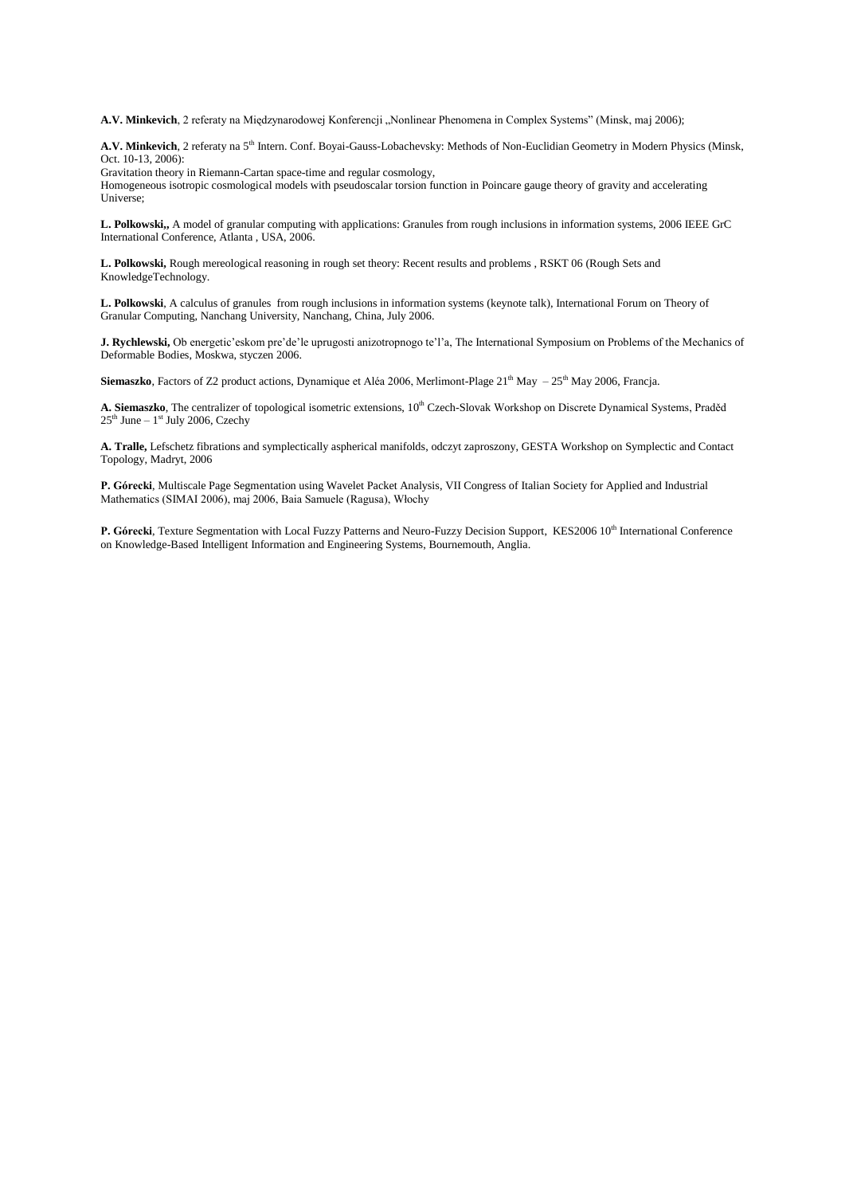**A.V. Minkevich**, 2 referaty na Międzynarodowej Konferencji „Nonlinear Phenomena in Complex Systems" (Minsk, maj 2006);

**A.V. Minkevich**, 2 referaty na 5th Intern. Conf. Boyai-Gauss-Lobachevsky: Methods of Non-Euclidian Geometry in Modern Physics (Minsk, Oct. 10-13, 2006):
Gravitation theory in Riemann-Cartan space-time and regular cosmology,
Homogeneous isotropic cosmological models with pseudoscalar torsion function in Poincare gauge theory of gravity and accelerating Universe;

**L. Polkowski,**, A model of granular computing with applications: Granules from rough inclusions in information systems, 2006 IEEE GrC International Conference, Atlanta , USA, 2006.

**L. Polkowski,** Rough mereological reasoning in rough set theory: Recent results and problems , RSKT 06 (Rough Sets and KnowledgeTechnology.

**L. Polkowski**, A calculus of granules from rough inclusions in information systems (keynote talk), International Forum on Theory of Granular Computing, Nanchang University, Nanchang, China, July 2006.

**J. Rychlewski,** Ob energetic'eskom pre'de'le uprugosti anizotropnogo te'l'a, The International Symposium on Problems of the Mechanics of Deformable Bodies, Moskwa, styczen 2006.

**Siemaszko**, Factors of Z2 product actions, Dynamique et Aléa 2006, Merlimont-Plage 21th May – 25th May 2006, Francja.

**A. Siemaszko**, The centralizer of topological isometric extensions, 10th Czech-Slovak Workshop on Discrete Dynamical Systems, Praděd 25th June – 1st July 2006, Czechy

**A. Tralle,** Lefschetz fibrations and symplectically aspherical manifolds, odczyt zaproszony, GESTA Workshop on Symplectic and Contact Topology, Madryt, 2006

**P. Górecki**, Multiscale Page Segmentation using Wavelet Packet Analysis, VII Congress of Italian Society for Applied and Industrial Mathematics (SIMAI 2006), maj 2006, Baia Samuele (Ragusa), Włochy

**P. Górecki**, Texture Segmentation with Local Fuzzy Patterns and Neuro-Fuzzy Decision Support, KES2006 10th International Conference on Knowledge-Based Intelligent Information and Engineering Systems, Bournemouth, Anglia.